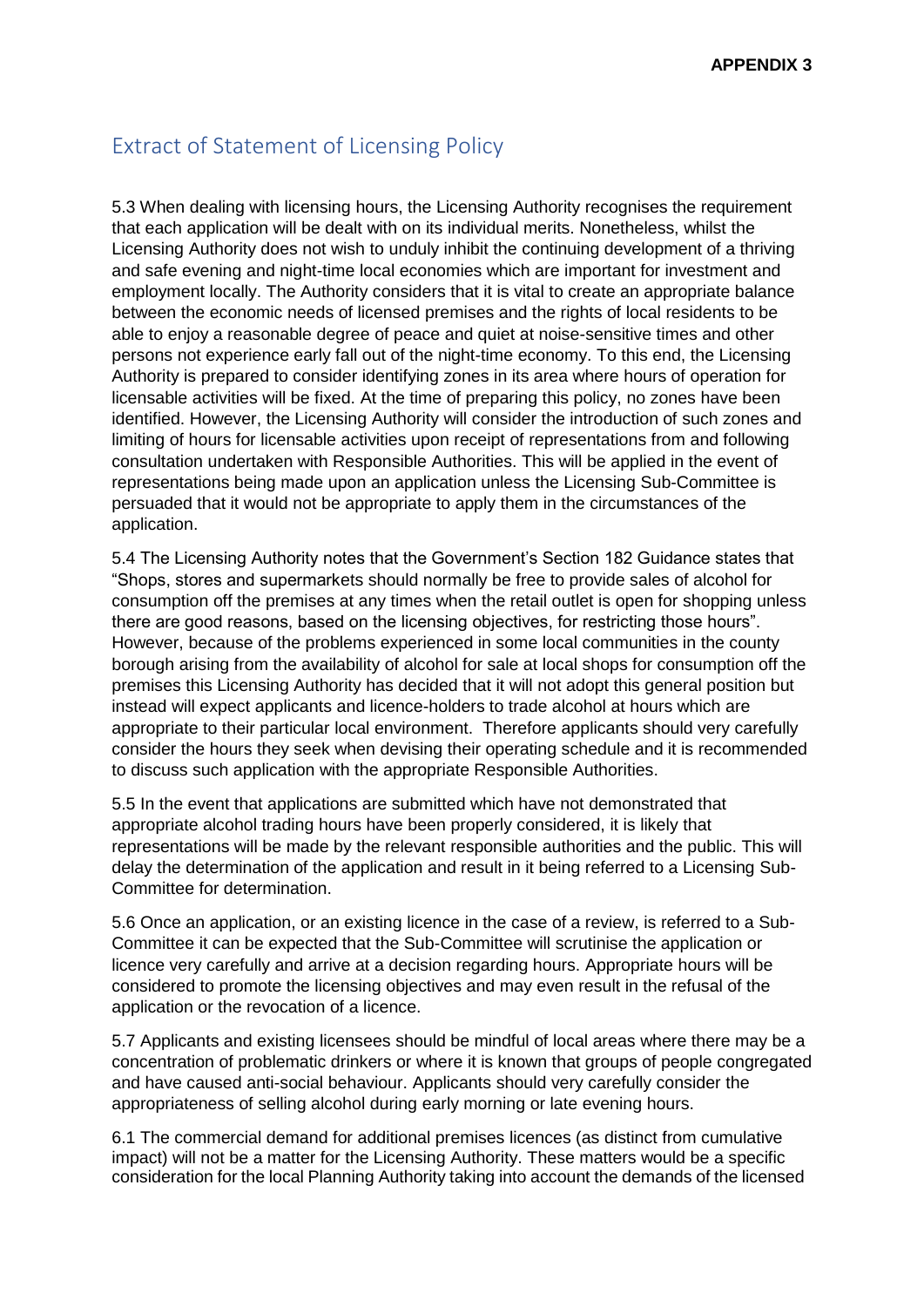**APPENDIX 3**

## Extract of Statement of Licensing Policy

5.3 When dealing with licensing hours, the Licensing Authority recognises the requirement that each application will be dealt with on its individual merits. Nonetheless, whilst the Licensing Authority does not wish to unduly inhibit the continuing development of a thriving and safe evening and night-time local economies which are important for investment and employment locally. The Authority considers that it is vital to create an appropriate balance between the economic needs of licensed premises and the rights of local residents to be able to enjoy a reasonable degree of peace and quiet at noise-sensitive times and other persons not experience early fall out of the night-time economy. To this end, the Licensing Authority is prepared to consider identifying zones in its area where hours of operation for licensable activities will be fixed. At the time of preparing this policy, no zones have been identified. However, the Licensing Authority will consider the introduction of such zones and limiting of hours for licensable activities upon receipt of representations from and following consultation undertaken with Responsible Authorities. This will be applied in the event of representations being made upon an application unless the Licensing Sub-Committee is persuaded that it would not be appropriate to apply them in the circumstances of the application.

5.4 The Licensing Authority notes that the Government's Section 182 Guidance states that "Shops, stores and supermarkets should normally be free to provide sales of alcohol for consumption off the premises at any times when the retail outlet is open for shopping unless there are good reasons, based on the licensing objectives, for restricting those hours". However, because of the problems experienced in some local communities in the county borough arising from the availability of alcohol for sale at local shops for consumption off the premises this Licensing Authority has decided that it will not adopt this general position but instead will expect applicants and licence-holders to trade alcohol at hours which are appropriate to their particular local environment. Therefore applicants should very carefully consider the hours they seek when devising their operating schedule and it is recommended to discuss such application with the appropriate Responsible Authorities.

5.5 In the event that applications are submitted which have not demonstrated that appropriate alcohol trading hours have been properly considered, it is likely that representations will be made by the relevant responsible authorities and the public. This will delay the determination of the application and result in it being referred to a Licensing Sub-Committee for determination.

5.6 Once an application, or an existing licence in the case of a review, is referred to a Sub-Committee it can be expected that the Sub-Committee will scrutinise the application or licence very carefully and arrive at a decision regarding hours. Appropriate hours will be considered to promote the licensing objectives and may even result in the refusal of the application or the revocation of a licence.

5.7 Applicants and existing licensees should be mindful of local areas where there may be a concentration of problematic drinkers or where it is known that groups of people congregated and have caused anti-social behaviour. Applicants should very carefully consider the appropriateness of selling alcohol during early morning or late evening hours.

6.1 The commercial demand for additional premises licences (as distinct from cumulative impact) will not be a matter for the Licensing Authority. These matters would be a specific consideration for the local Planning Authority taking into account the demands of the licensed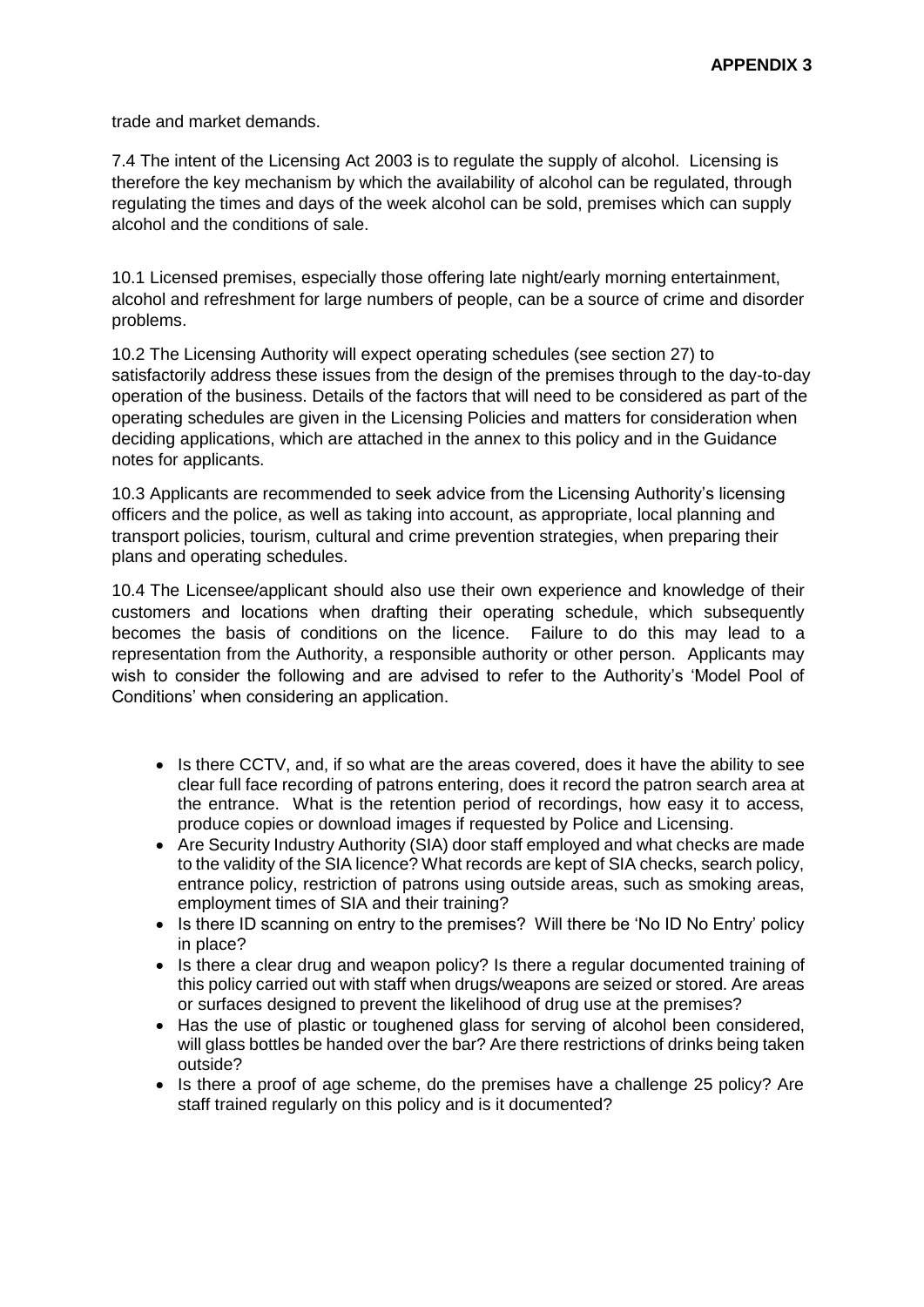trade and market demands.

7.4 The intent of the Licensing Act 2003 is to regulate the supply of alcohol. Licensing is therefore the key mechanism by which the availability of alcohol can be regulated, through regulating the times and days of the week alcohol can be sold, premises which can supply alcohol and the conditions of sale.

10.1 Licensed premises, especially those offering late night/early morning entertainment, alcohol and refreshment for large numbers of people, can be a source of crime and disorder problems.

10.2 The Licensing Authority will expect operating schedules (see section 27) to satisfactorily address these issues from the design of the premises through to the day-to-day operation of the business. Details of the factors that will need to be considered as part of the operating schedules are given in the Licensing Policies and matters for consideration when deciding applications, which are attached in the annex to this policy and in the Guidance notes for applicants.

10.3 Applicants are recommended to seek advice from the Licensing Authority's licensing officers and the police, as well as taking into account, as appropriate, local planning and transport policies, tourism, cultural and crime prevention strategies, when preparing their plans and operating schedules.

10.4 The Licensee/applicant should also use their own experience and knowledge of their customers and locations when drafting their operating schedule, which subsequently becomes the basis of conditions on the licence. Failure to do this may lead to a representation from the Authority, a responsible authority or other person. Applicants may wish to consider the following and are advised to refer to the Authority's 'Model Pool of Conditions' when considering an application.

- Is there CCTV, and, if so what are the areas covered, does it have the ability to see clear full face recording of patrons entering, does it record the patron search area at the entrance. What is the retention period of recordings, how easy it to access, produce copies or download images if requested by Police and Licensing.
- Are Security Industry Authority (SIA) door staff employed and what checks are made to the validity of the SIA licence? What records are kept of SIA checks, search policy, entrance policy, restriction of patrons using outside areas, such as smoking areas, employment times of SIA and their training?
- Is there ID scanning on entry to the premises? Will there be 'No ID No Entry' policy in place?
- Is there a clear drug and weapon policy? Is there a regular documented training of this policy carried out with staff when drugs/weapons are seized or stored. Are areas or surfaces designed to prevent the likelihood of drug use at the premises?
- Has the use of plastic or toughened glass for serving of alcohol been considered, will glass bottles be handed over the bar? Are there restrictions of drinks being taken outside?
- Is there a proof of age scheme, do the premises have a challenge 25 policy? Are staff trained regularly on this policy and is it documented?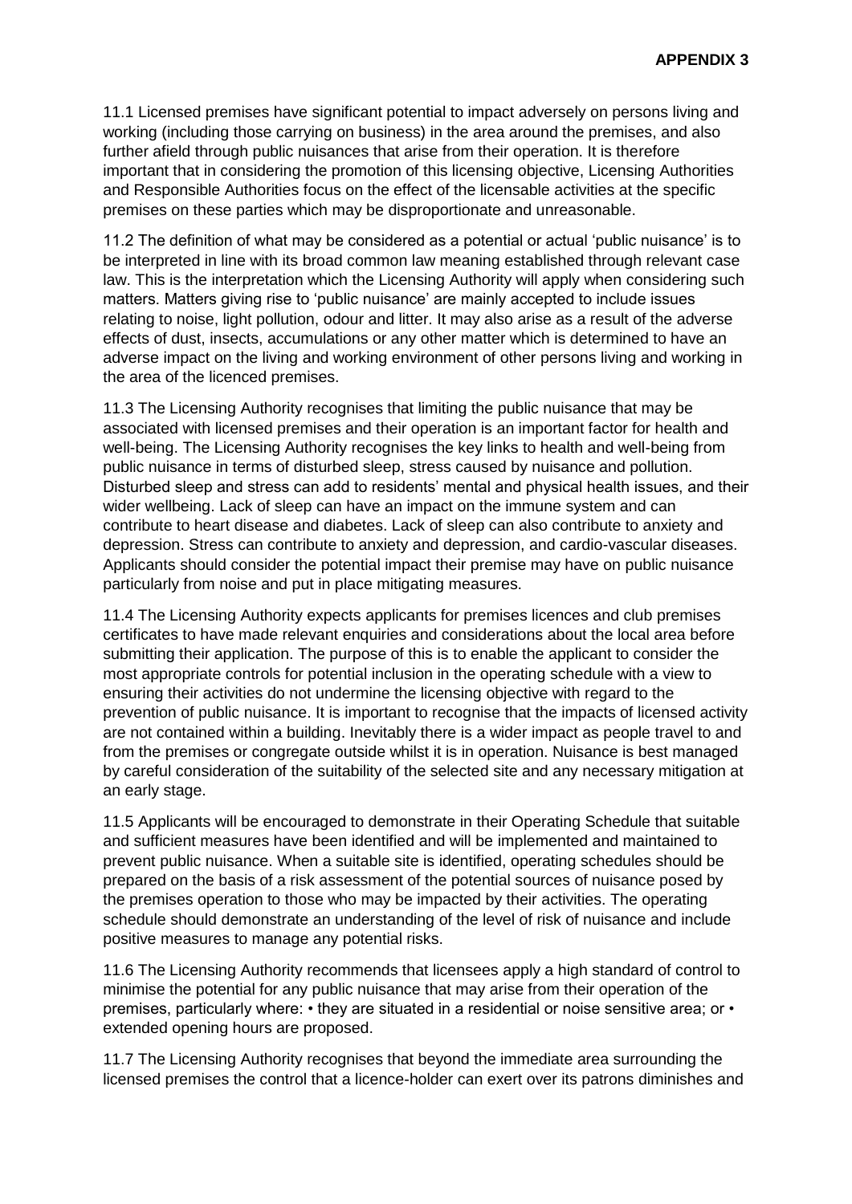**APPENDIX 3**

11.1 Licensed premises have significant potential to impact adversely on persons living and working (including those carrying on business) in the area around the premises, and also further afield through public nuisances that arise from their operation. It is therefore important that in considering the promotion of this licensing objective, Licensing Authorities and Responsible Authorities focus on the effect of the licensable activities at the specific premises on these parties which may be disproportionate and unreasonable.

11.2 The definition of what may be considered as a potential or actual 'public nuisance' is to be interpreted in line with its broad common law meaning established through relevant case law. This is the interpretation which the Licensing Authority will apply when considering such matters. Matters giving rise to 'public nuisance' are mainly accepted to include issues relating to noise, light pollution, odour and litter. It may also arise as a result of the adverse effects of dust, insects, accumulations or any other matter which is determined to have an adverse impact on the living and working environment of other persons living and working in the area of the licenced premises.

11.3 The Licensing Authority recognises that limiting the public nuisance that may be associated with licensed premises and their operation is an important factor for health and well-being. The Licensing Authority recognises the key links to health and well-being from public nuisance in terms of disturbed sleep, stress caused by nuisance and pollution. Disturbed sleep and stress can add to residents' mental and physical health issues, and their wider wellbeing. Lack of sleep can have an impact on the immune system and can contribute to heart disease and diabetes. Lack of sleep can also contribute to anxiety and depression. Stress can contribute to anxiety and depression, and cardio-vascular diseases. Applicants should consider the potential impact their premise may have on public nuisance particularly from noise and put in place mitigating measures.

11.4 The Licensing Authority expects applicants for premises licences and club premises certificates to have made relevant enquiries and considerations about the local area before submitting their application. The purpose of this is to enable the applicant to consider the most appropriate controls for potential inclusion in the operating schedule with a view to ensuring their activities do not undermine the licensing objective with regard to the prevention of public nuisance. It is important to recognise that the impacts of licensed activity are not contained within a building. Inevitably there is a wider impact as people travel to and from the premises or congregate outside whilst it is in operation. Nuisance is best managed by careful consideration of the suitability of the selected site and any necessary mitigation at an early stage.

11.5 Applicants will be encouraged to demonstrate in their Operating Schedule that suitable and sufficient measures have been identified and will be implemented and maintained to prevent public nuisance. When a suitable site is identified, operating schedules should be prepared on the basis of a risk assessment of the potential sources of nuisance posed by the premises operation to those who may be impacted by their activities. The operating schedule should demonstrate an understanding of the level of risk of nuisance and include positive measures to manage any potential risks.

11.6 The Licensing Authority recommends that licensees apply a high standard of control to minimise the potential for any public nuisance that may arise from their operation of the premises, particularly where: • they are situated in a residential or noise sensitive area; or • extended opening hours are proposed.

11.7 The Licensing Authority recognises that beyond the immediate area surrounding the licensed premises the control that a licence-holder can exert over its patrons diminishes and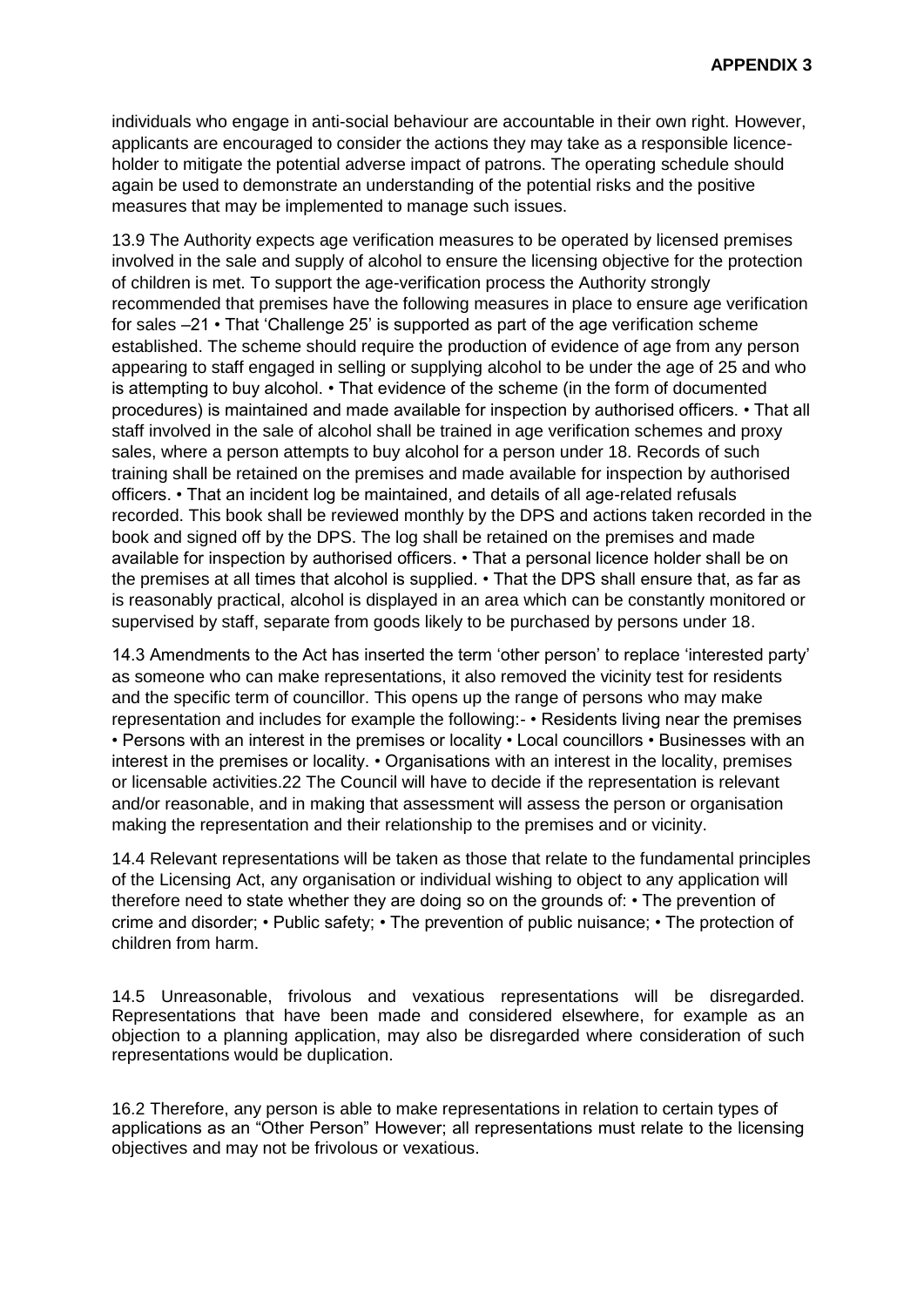individuals who engage in anti-social behaviour are accountable in their own right. However, applicants are encouraged to consider the actions they may take as a responsible licence-holder to mitigate the potential adverse impact of patrons. The operating schedule should again be used to demonstrate an understanding of the potential risks and the positive measures that may be implemented to manage such issues.

13.9 The Authority expects age verification measures to be operated by licensed premises involved in the sale and supply of alcohol to ensure the licensing objective for the protection of children is met. To support the age-verification process the Authority strongly recommended that premises have the following measures in place to ensure age verification for sales –21 • That 'Challenge 25' is supported as part of the age verification scheme established. The scheme should require the production of evidence of age from any person appearing to staff engaged in selling or supplying alcohol to be under the age of 25 and who is attempting to buy alcohol. • That evidence of the scheme (in the form of documented procedures) is maintained and made available for inspection by authorised officers. • That all staff involved in the sale of alcohol shall be trained in age verification schemes and proxy sales, where a person attempts to buy alcohol for a person under 18. Records of such training shall be retained on the premises and made available for inspection by authorised officers. • That an incident log be maintained, and details of all age-related refusals recorded. This book shall be reviewed monthly by the DPS and actions taken recorded in the book and signed off by the DPS. The log shall be retained on the premises and made available for inspection by authorised officers. • That a personal licence holder shall be on the premises at all times that alcohol is supplied. • That the DPS shall ensure that, as far as is reasonably practical, alcohol is displayed in an area which can be constantly monitored or supervised by staff, separate from goods likely to be purchased by persons under 18.

14.3 Amendments to the Act has inserted the term 'other person' to replace 'interested party' as someone who can make representations, it also removed the vicinity test for residents and the specific term of councillor. This opens up the range of persons who may make representation and includes for example the following:- • Residents living near the premises • Persons with an interest in the premises or locality • Local councillors • Businesses with an interest in the premises or locality. • Organisations with an interest in the locality, premises or licensable activities.22 The Council will have to decide if the representation is relevant and/or reasonable, and in making that assessment will assess the person or organisation making the representation and their relationship to the premises and or vicinity.

14.4 Relevant representations will be taken as those that relate to the fundamental principles of the Licensing Act, any organisation or individual wishing to object to any application will therefore need to state whether they are doing so on the grounds of: • The prevention of crime and disorder; • Public safety; • The prevention of public nuisance; • The protection of children from harm.

14.5 Unreasonable, frivolous and vexatious representations will be disregarded. Representations that have been made and considered elsewhere, for example as an objection to a planning application, may also be disregarded where consideration of such representations would be duplication.

16.2 Therefore, any person is able to make representations in relation to certain types of applications as an "Other Person" However; all representations must relate to the licensing objectives and may not be frivolous or vexatious.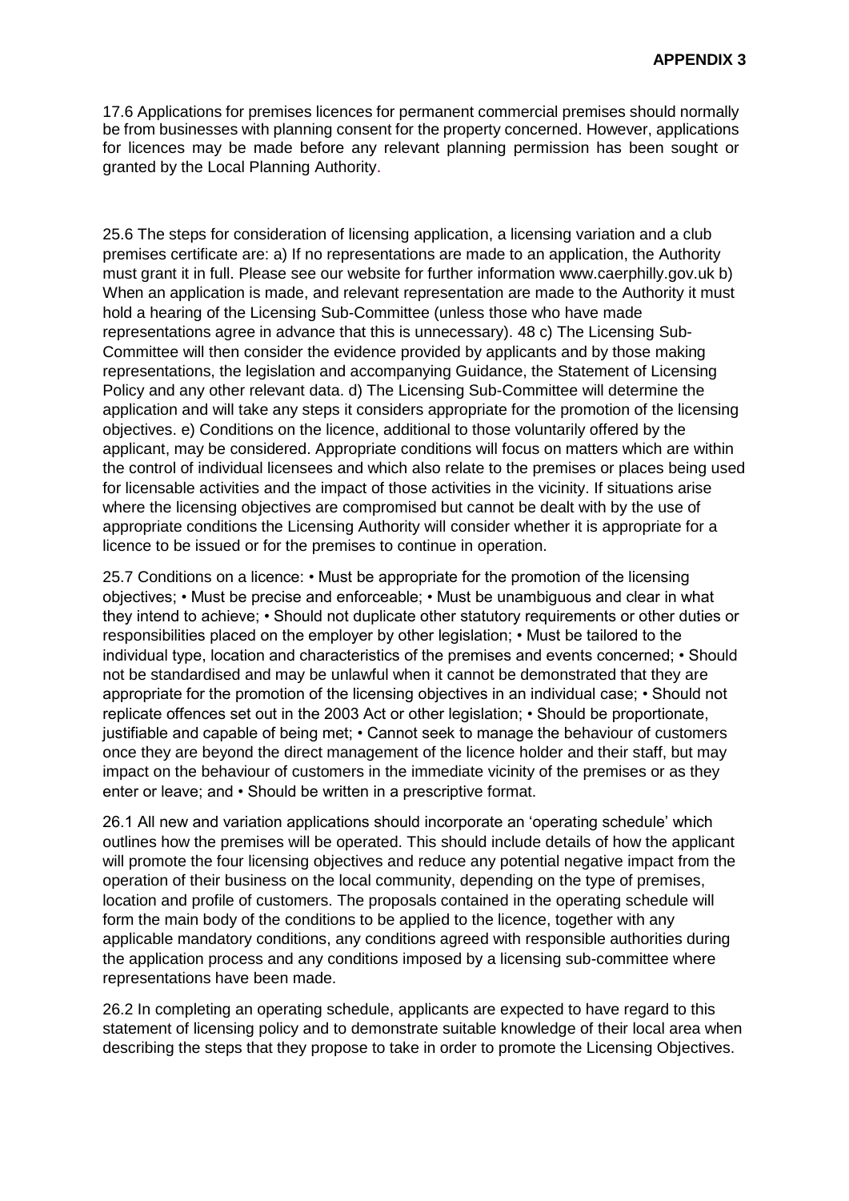**APPENDIX 3**

17.6 Applications for premises licences for permanent commercial premises should normally be from businesses with planning consent for the property concerned. However, applications for licences may be made before any relevant planning permission has been sought or granted by the Local Planning Authority.

25.6 The steps for consideration of licensing application, a licensing variation and a club premises certificate are: a) If no representations are made to an application, the Authority must grant it in full. Please see our website for further information www.caerphilly.gov.uk b) When an application is made, and relevant representation are made to the Authority it must hold a hearing of the Licensing Sub-Committee (unless those who have made representations agree in advance that this is unnecessary). 48 c) The Licensing Sub-Committee will then consider the evidence provided by applicants and by those making representations, the legislation and accompanying Guidance, the Statement of Licensing Policy and any other relevant data. d) The Licensing Sub-Committee will determine the application and will take any steps it considers appropriate for the promotion of the licensing objectives. e) Conditions on the licence, additional to those voluntarily offered by the applicant, may be considered. Appropriate conditions will focus on matters which are within the control of individual licensees and which also relate to the premises or places being used for licensable activities and the impact of those activities in the vicinity. If situations arise where the licensing objectives are compromised but cannot be dealt with by the use of appropriate conditions the Licensing Authority will consider whether it is appropriate for a licence to be issued or for the premises to continue in operation.

25.7 Conditions on a licence: • Must be appropriate for the promotion of the licensing objectives; • Must be precise and enforceable; • Must be unambiguous and clear in what they intend to achieve; • Should not duplicate other statutory requirements or other duties or responsibilities placed on the employer by other legislation; • Must be tailored to the individual type, location and characteristics of the premises and events concerned; • Should not be standardised and may be unlawful when it cannot be demonstrated that they are appropriate for the promotion of the licensing objectives in an individual case; • Should not replicate offences set out in the 2003 Act or other legislation; • Should be proportionate, justifiable and capable of being met; • Cannot seek to manage the behaviour of customers once they are beyond the direct management of the licence holder and their staff, but may impact on the behaviour of customers in the immediate vicinity of the premises or as they enter or leave; and • Should be written in a prescriptive format.

26.1 All new and variation applications should incorporate an 'operating schedule' which outlines how the premises will be operated. This should include details of how the applicant will promote the four licensing objectives and reduce any potential negative impact from the operation of their business on the local community, depending on the type of premises, location and profile of customers. The proposals contained in the operating schedule will form the main body of the conditions to be applied to the licence, together with any applicable mandatory conditions, any conditions agreed with responsible authorities during the application process and any conditions imposed by a licensing sub-committee where representations have been made.

26.2 In completing an operating schedule, applicants are expected to have regard to this statement of licensing policy and to demonstrate suitable knowledge of their local area when describing the steps that they propose to take in order to promote the Licensing Objectives.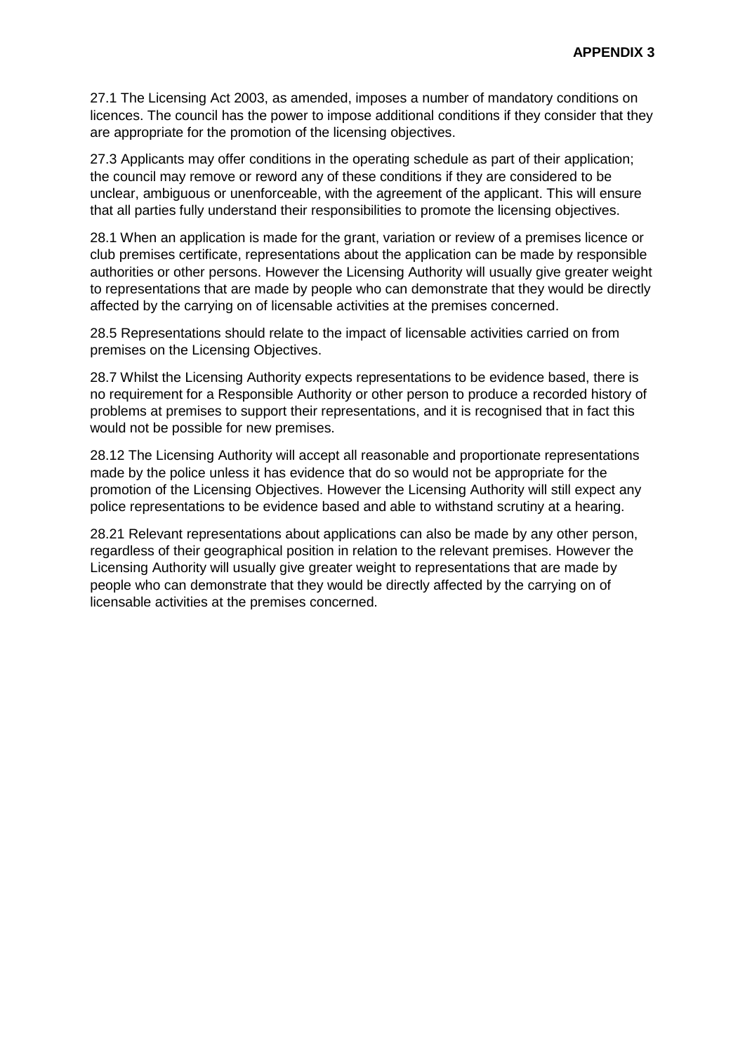**APPENDIX 3**

27.1 The Licensing Act 2003, as amended, imposes a number of mandatory conditions on licences. The council has the power to impose additional conditions if they consider that they are appropriate for the promotion of the licensing objectives.

27.3 Applicants may offer conditions in the operating schedule as part of their application; the council may remove or reword any of these conditions if they are considered to be unclear, ambiguous or unenforceable, with the agreement of the applicant. This will ensure that all parties fully understand their responsibilities to promote the licensing objectives.

28.1 When an application is made for the grant, variation or review of a premises licence or club premises certificate, representations about the application can be made by responsible authorities or other persons. However the Licensing Authority will usually give greater weight to representations that are made by people who can demonstrate that they would be directly affected by the carrying on of licensable activities at the premises concerned.

28.5 Representations should relate to the impact of licensable activities carried on from premises on the Licensing Objectives.

28.7 Whilst the Licensing Authority expects representations to be evidence based, there is no requirement for a Responsible Authority or other person to produce a recorded history of problems at premises to support their representations, and it is recognised that in fact this would not be possible for new premises.

28.12 The Licensing Authority will accept all reasonable and proportionate representations made by the police unless it has evidence that do so would not be appropriate for the promotion of the Licensing Objectives. However the Licensing Authority will still expect any police representations to be evidence based and able to withstand scrutiny at a hearing.

28.21 Relevant representations about applications can also be made by any other person, regardless of their geographical position in relation to the relevant premises. However the Licensing Authority will usually give greater weight to representations that are made by people who can demonstrate that they would be directly affected by the carrying on of licensable activities at the premises concerned.